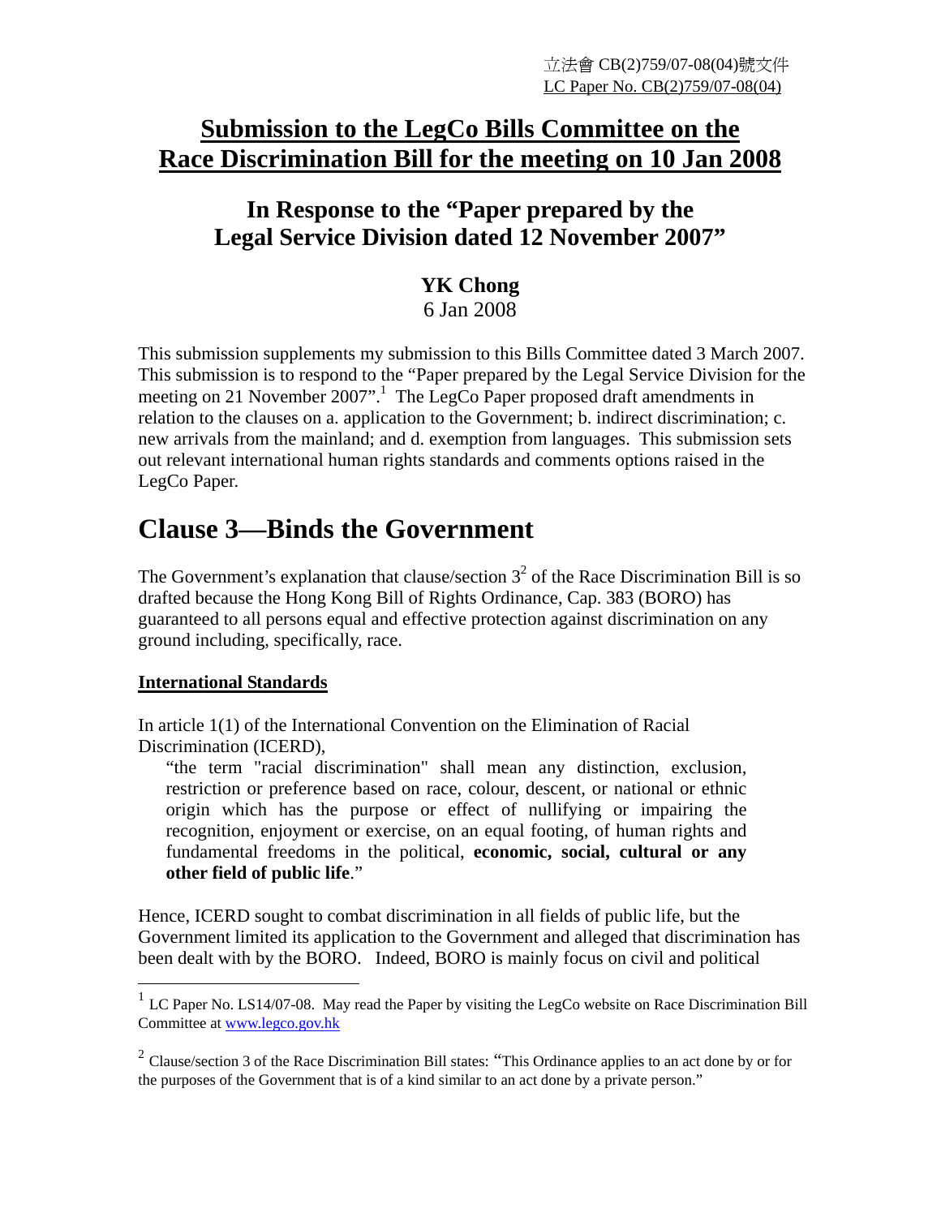立法會 CB(2)759/07-08(04)號文件
LC Paper No. CB(2)759/07-08(04)

# Submission to the LegCo Bills Committee on the Race Discrimination Bill for the meeting on 10 Jan 2008

## In Response to the "Paper prepared by the Legal Service Division dated 12 November 2007"

**YK Chong**
6 Jan 2008

This submission supplements my submission to this Bills Committee dated 3 March 2007. This submission is to respond to the "Paper prepared by the Legal Service Division for the meeting on 21 November 2007".[1] The LegCo Paper proposed draft amendments in relation to the clauses on a. application to the Government; b. indirect discrimination; c. new arrivals from the mainland; and d. exemption from languages. This submission sets out relevant international human rights standards and comments options raised in the LegCo Paper.

# Clause 3—Binds the Government

The Government's explanation that clause/section 3[2] of the Race Discrimination Bill is so drafted because the Hong Kong Bill of Rights Ordinance, Cap. 383 (BORO) has guaranteed to all persons equal and effective protection against discrimination on any ground including, specifically, race.

**International Standards**

In article 1(1) of the International Convention on the Elimination of Racial Discrimination (ICERD),

> "the term "racial discrimination" shall mean any distinction, exclusion, restriction or preference based on race, colour, descent, or national or ethnic origin which has the purpose or effect of nullifying or impairing the recognition, enjoyment or exercise, on an equal footing, of human rights and fundamental freedoms in the political, **economic, social, cultural or any other field of public life**."

Hence, ICERD sought to combat discrimination in all fields of public life, but the Government limited its application to the Government and alleged that discrimination has been dealt with by the BORO. Indeed, BORO is mainly focus on civil and political

---

[1] LC Paper No. LS14/07-08. May read the Paper by visiting the LegCo website on Race Discrimination Bill Committee at www.legco.gov.hk

[2] Clause/section 3 of the Race Discrimination Bill states: "This Ordinance applies to an act done by or for the purposes of the Government that is of a kind similar to an act done by a private person."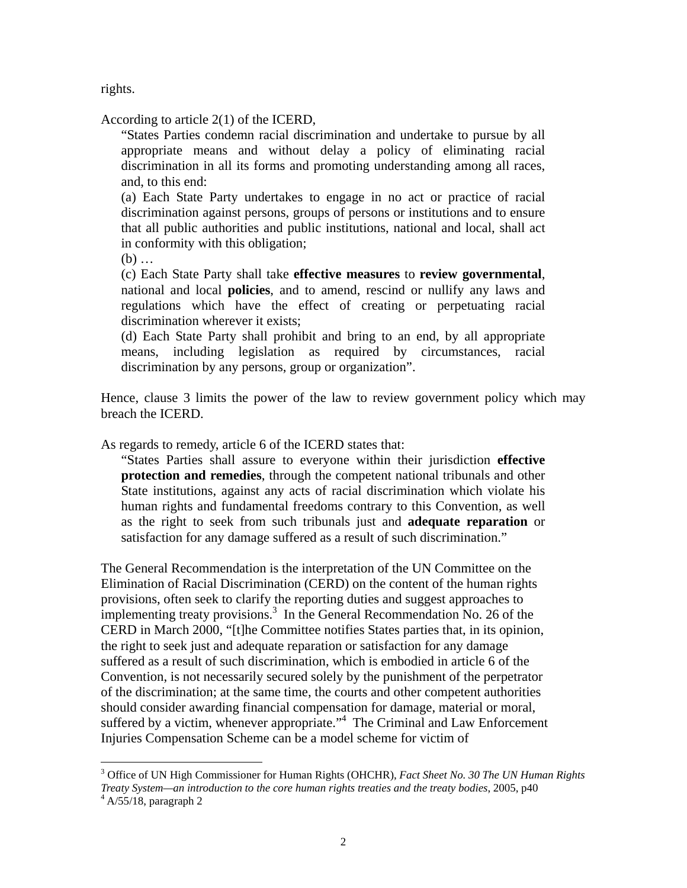rights.

According to article 2(1) of the ICERD,

> "States Parties condemn racial discrimination and undertake to pursue by all appropriate means and without delay a policy of eliminating racial discrimination in all its forms and promoting understanding among all races, and, to this end:
>
> (a) Each State Party undertakes to engage in no act or practice of racial discrimination against persons, groups of persons or institutions and to ensure that all public authorities and public institutions, national and local, shall act in conformity with this obligation;
>
> (b) …
>
> (c) Each State Party shall take **effective measures** to **review governmental**, national and local **policies**, and to amend, rescind or nullify any laws and regulations which have the effect of creating or perpetuating racial discrimination wherever it exists;
>
> (d) Each State Party shall prohibit and bring to an end, by all appropriate means, including legislation as required by circumstances, racial discrimination by any persons, group or organization".

Hence, clause 3 limits the power of the law to review government policy which may breach the ICERD.

As regards to remedy, article 6 of the ICERD states that:

> "States Parties shall assure to everyone within their jurisdiction **effective protection and remedies**, through the competent national tribunals and other State institutions, against any acts of racial discrimination which violate his human rights and fundamental freedoms contrary to this Convention, as well as the right to seek from such tribunals just and **adequate reparation** or satisfaction for any damage suffered as a result of such discrimination."

The General Recommendation is the interpretation of the UN Committee on the Elimination of Racial Discrimination (CERD) on the content of the human rights provisions, often seek to clarify the reporting duties and suggest approaches to implementing treaty provisions.[3] In the General Recommendation No. 26 of the CERD in March 2000, "[t]he Committee notifies States parties that, in its opinion, the right to seek just and adequate reparation or satisfaction for any damage suffered as a result of such discrimination, which is embodied in article 6 of the Convention, is not necessarily secured solely by the punishment of the perpetrator of the discrimination; at the same time, the courts and other competent authorities should consider awarding financial compensation for damage, material or moral, suffered by a victim, whenever appropriate."[4] The Criminal and Law Enforcement Injuries Compensation Scheme can be a model scheme for victim of

---

[3] Office of UN High Commissioner for Human Rights (OHCHR), *Fact Sheet No. 30 The UN Human Rights Treaty System—an introduction to the core human rights treaties and the treaty bodies*, 2005, p40

[4] A/55/18, paragraph 2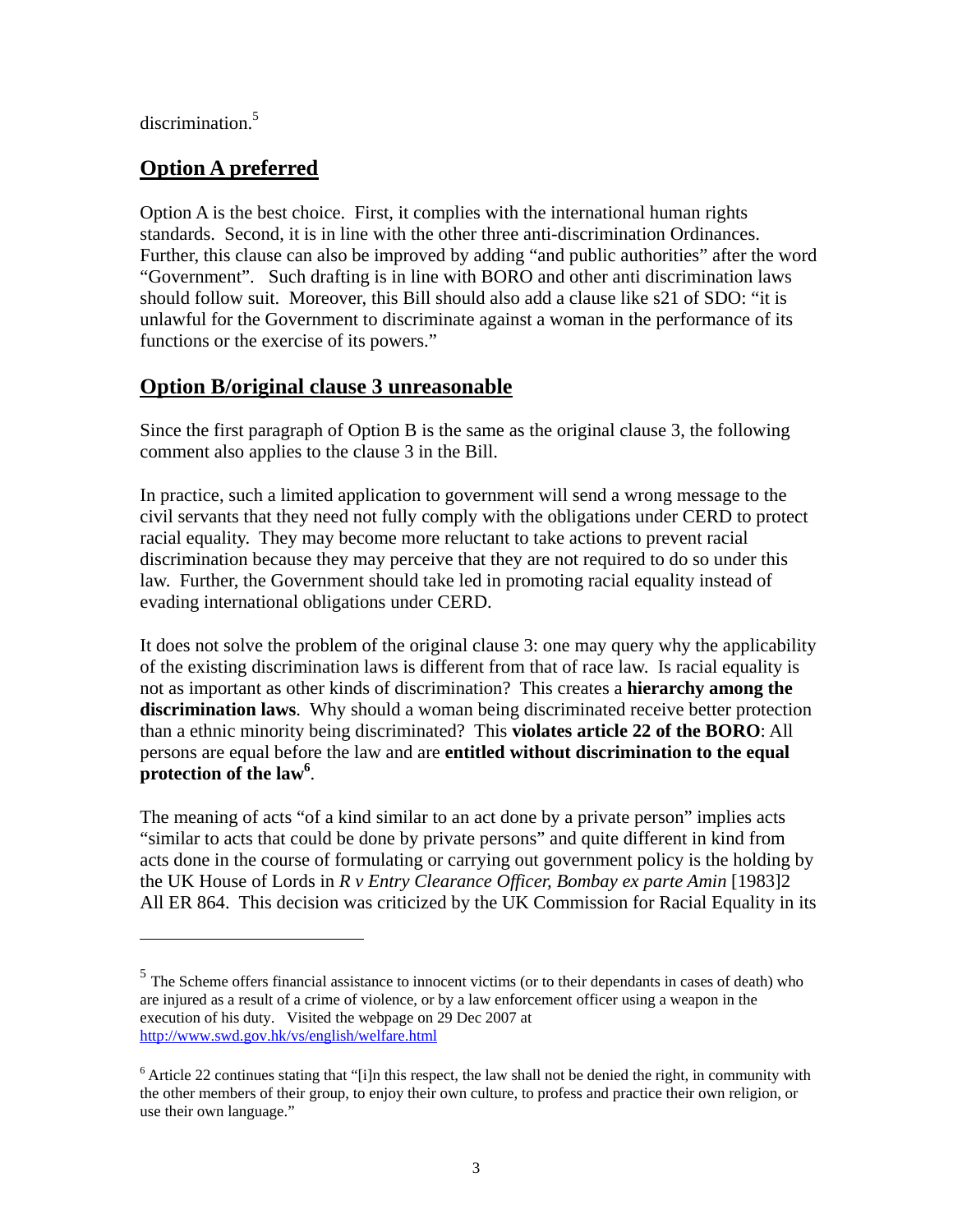discrimination.[5]

## Option A preferred

Option A is the best choice. First, it complies with the international human rights standards. Second, it is in line with the other three anti-discrimination Ordinances. Further, this clause can also be improved by adding "and public authorities" after the word "Government". Such drafting is in line with BORO and other anti discrimination laws should follow suit. Moreover, this Bill should also add a clause like s21 of SDO: "it is unlawful for the Government to discriminate against a woman in the performance of its functions or the exercise of its powers."

## Option B/original clause 3 unreasonable

Since the first paragraph of Option B is the same as the original clause 3, the following comment also applies to the clause 3 in the Bill.

In practice, such a limited application to government will send a wrong message to the civil servants that they need not fully comply with the obligations under CERD to protect racial equality. They may become more reluctant to take actions to prevent racial discrimination because they may perceive that they are not required to do so under this law. Further, the Government should take led in promoting racial equality instead of evading international obligations under CERD.

It does not solve the problem of the original clause 3: one may query why the applicability of the existing discrimination laws is different from that of race law. Is racial equality is not as important as other kinds of discrimination? This creates a **hierarchy among the discrimination laws**. Why should a woman being discriminated receive better protection than a ethnic minority being discriminated? This **violates article 22 of the BORO**: All persons are equal before the law and are **entitled without discrimination to the equal protection of the law**[6].

The meaning of acts "of a kind similar to an act done by a private person" implies acts "similar to acts that could be done by private persons" and quite different in kind from acts done in the course of formulating or carrying out government policy is the holding by the UK House of Lords in *R v Entry Clearance Officer, Bombay ex parte Amin* [1983]2 All ER 864. This decision was criticized by the UK Commission for Racial Equality in its

---

[5] The Scheme offers financial assistance to innocent victims (or to their dependants in cases of death) who are injured as a result of a crime of violence, or by a law enforcement officer using a weapon in the execution of his duty. Visited the webpage on 29 Dec 2007 at http://www.swd.gov.hk/vs/english/welfare.html

[6] Article 22 continues stating that "[i]n this respect, the law shall not be denied the right, in community with the other members of their group, to enjoy their own culture, to profess and practice their own religion, or use their own language."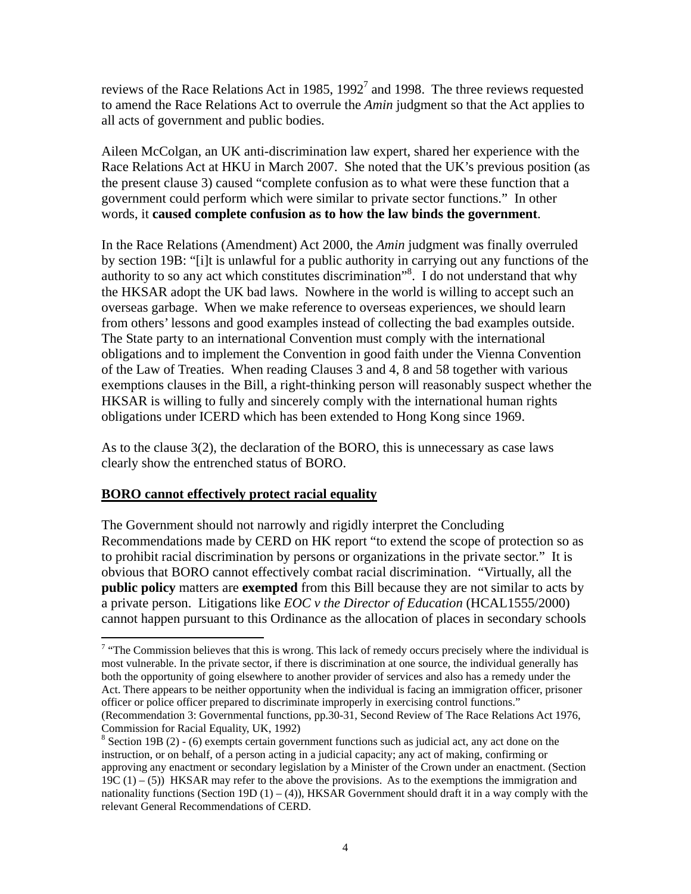reviews of the Race Relations Act in 1985, 1992[7] and 1998. The three reviews requested to amend the Race Relations Act to overrule the *Amin* judgment so that the Act applies to all acts of government and public bodies.

Aileen McColgan, an UK anti-discrimination law expert, shared her experience with the Race Relations Act at HKU in March 2007. She noted that the UK's previous position (as the present clause 3) caused "complete confusion as to what were these function that a government could perform which were similar to private sector functions." In other words, it **caused complete confusion as to how the law binds the government**.

In the Race Relations (Amendment) Act 2000, the *Amin* judgment was finally overruled by section 19B: "[i]t is unlawful for a public authority in carrying out any functions of the authority to so any act which constitutes discrimination"[8]. I do not understand that why the HKSAR adopt the UK bad laws. Nowhere in the world is willing to accept such an overseas garbage. When we make reference to overseas experiences, we should learn from others' lessons and good examples instead of collecting the bad examples outside. The State party to an international Convention must comply with the international obligations and to implement the Convention in good faith under the Vienna Convention of the Law of Treaties. When reading Clauses 3 and 4, 8 and 58 together with various exemptions clauses in the Bill, a right-thinking person will reasonably suspect whether the HKSAR is willing to fully and sincerely comply with the international human rights obligations under ICERD which has been extended to Hong Kong since 1969.

As to the clause 3(2), the declaration of the BORO, this is unnecessary as case laws clearly show the entrenched status of BORO.

**<u>BORO cannot effectively protect racial equality</u>**

The Government should not narrowly and rigidly interpret the Concluding Recommendations made by CERD on HK report "to extend the scope of protection so as to prohibit racial discrimination by persons or organizations in the private sector." It is obvious that BORO cannot effectively combat racial discrimination. "Virtually, all the **public policy** matters are **exempted** from this Bill because they are not similar to acts by a private person. Litigations like *EOC v the Director of Education* (HCAL1555/2000) cannot happen pursuant to this Ordinance as the allocation of places in secondary schools

---

[7] "The Commission believes that this is wrong. This lack of remedy occurs precisely where the individual is most vulnerable. In the private sector, if there is discrimination at one source, the individual generally has both the opportunity of going elsewhere to another provider of services and also has a remedy under the Act. There appears to be neither opportunity when the individual is facing an immigration officer, prisoner officer or police officer prepared to discriminate improperly in exercising control functions." (Recommendation 3: Governmental functions, pp.30-31, Second Review of The Race Relations Act 1976, Commission for Racial Equality, UK, 1992)

[8] Section 19B (2) - (6) exempts certain government functions such as judicial act, any act done on the instruction, or on behalf, of a person acting in a judicial capacity; any act of making, confirming or approving any enactment or secondary legislation by a Minister of the Crown under an enactment. (Section 19C (1) – (5)) HKSAR may refer to the above the provisions. As to the exemptions the immigration and nationality functions (Section 19D (1) – (4)), HKSAR Government should draft it in a way comply with the relevant General Recommendations of CERD.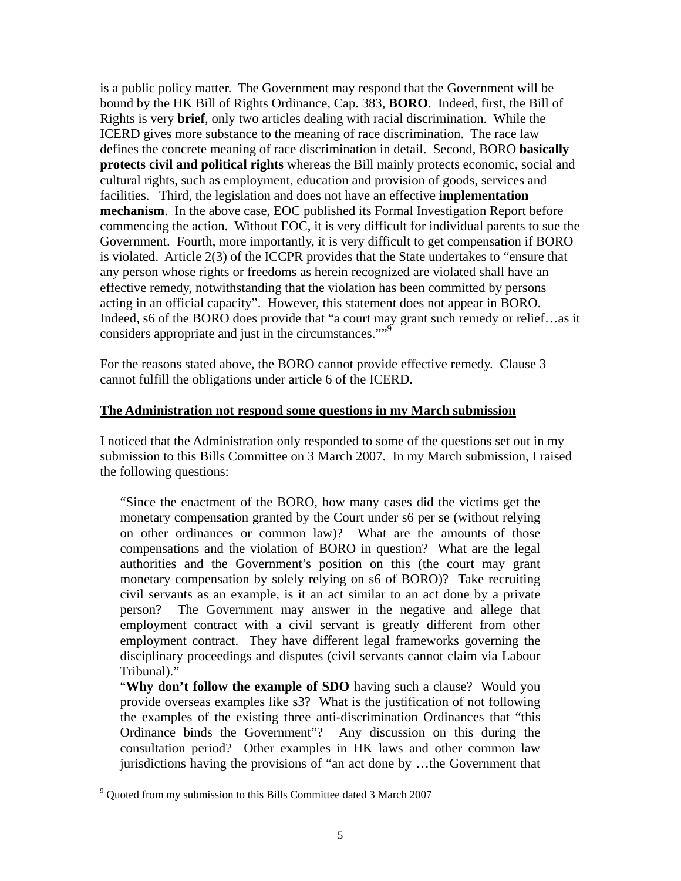is a public policy matter. The Government may respond that the Government will be bound by the HK Bill of Rights Ordinance, Cap. 383, **BORO**. Indeed, first, the Bill of Rights is very **brief**, only two articles dealing with racial discrimination. While the ICERD gives more substance to the meaning of race discrimination. The race law defines the concrete meaning of race discrimination in detail. Second, BORO **basically protects civil and political rights** whereas the Bill mainly protects economic, social and cultural rights, such as employment, education and provision of goods, services and facilities. Third, the legislation and does not have an effective **implementation mechanism**. In the above case, EOC published its Formal Investigation Report before commencing the action. Without EOC, it is very difficult for individual parents to sue the Government. Fourth, more importantly, it is very difficult to get compensation if BORO is violated. Article 2(3) of the ICCPR provides that the State undertakes to "ensure that any person whose rights or freedoms as herein recognized are violated shall have an effective remedy, notwithstanding that the violation has been committed by persons acting in an official capacity". However, this statement does not appear in BORO. Indeed, s6 of the BORO does provide that "a court may grant such remedy or relief…as it considers appropriate and just in the circumstances.""[9]

For the reasons stated above, the BORO cannot provide effective remedy. Clause 3 cannot fulfill the obligations under article 6 of the ICERD.

**The Administration not respond some questions in my March submission**

I noticed that the Administration only responded to some of the questions set out in my submission to this Bills Committee on 3 March 2007. In my March submission, I raised the following questions:

> "Since the enactment of the BORO, how many cases did the victims get the monetary compensation granted by the Court under s6 per se (without relying on other ordinances or common law)? What are the amounts of those compensations and the violation of BORO in question? What are the legal authorities and the Government's position on this (the court may grant monetary compensation by solely relying on s6 of BORO)? Take recruiting civil servants as an example, is it an act similar to an act done by a private person? The Government may answer in the negative and allege that employment contract with a civil servant is greatly different from other employment contract. They have different legal frameworks governing the disciplinary proceedings and disputes (civil servants cannot claim via Labour Tribunal)."
>
> "**Why don't follow the example of SDO** having such a clause? Would you provide overseas examples like s3? What is the justification of not following the examples of the existing three anti-discrimination Ordinances that "this Ordinance binds the Government"? Any discussion on this during the consultation period? Other examples in HK laws and other common law jurisdictions having the provisions of "an act done by …the Government that

[9] Quoted from my submission to this Bills Committee dated 3 March 2007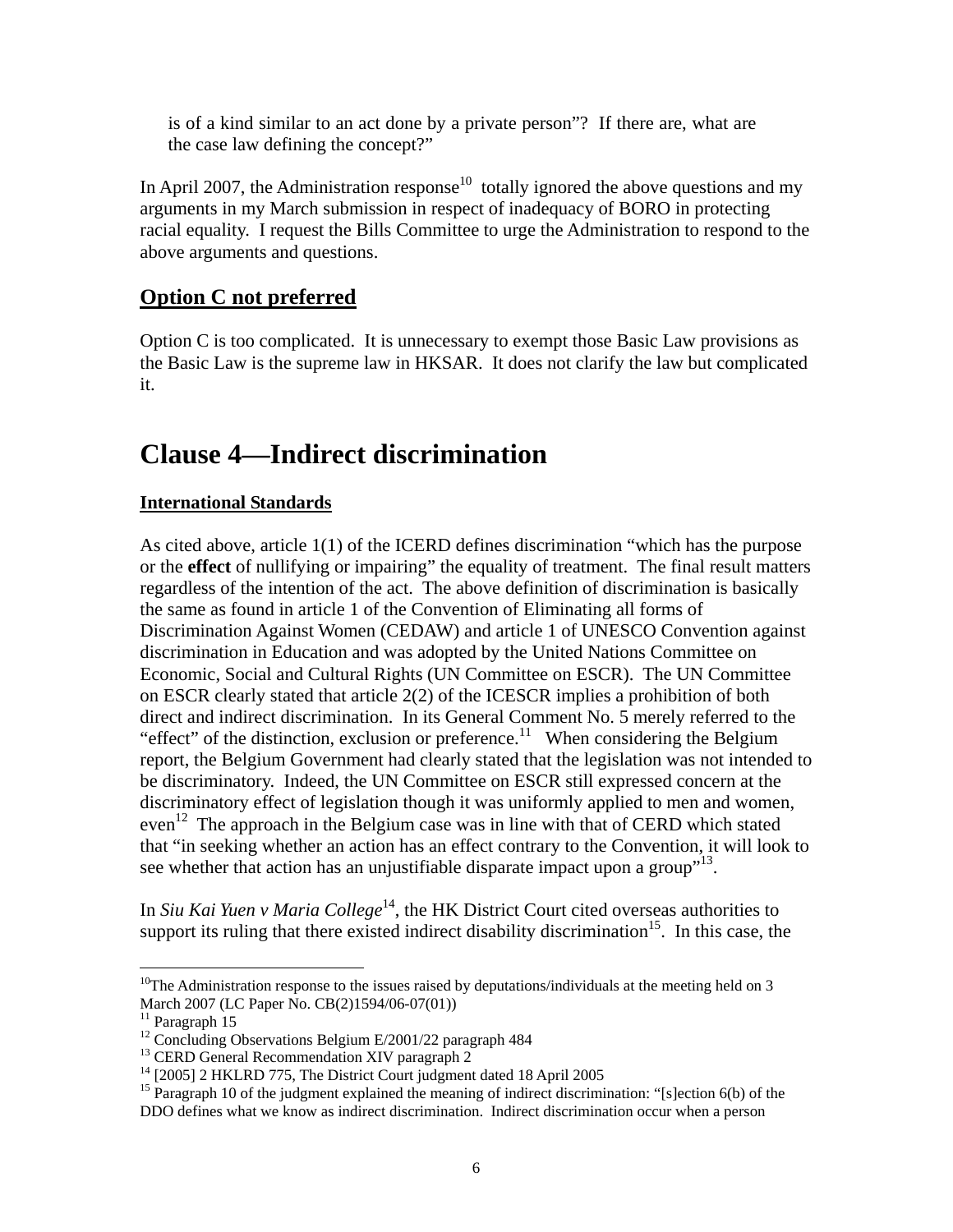is of a kind similar to an act done by a private person"? If there are, what are the case law defining the concept?"

In April 2007, the Administration response[10] totally ignored the above questions and my arguments in my March submission in respect of inadequacy of BORO in protecting racial equality. I request the Bills Committee to urge the Administration to respond to the above arguments and questions.

## Option C not preferred

Option C is too complicated. It is unnecessary to exempt those Basic Law provisions as the Basic Law is the supreme law in HKSAR. It does not clarify the law but complicated it.

# Clause 4—Indirect discrimination

### International Standards

As cited above, article 1(1) of the ICERD defines discrimination "which has the purpose or the **effect** of nullifying or impairing" the equality of treatment. The final result matters regardless of the intention of the act. The above definition of discrimination is basically the same as found in article 1 of the Convention of Eliminating all forms of Discrimination Against Women (CEDAW) and article 1 of UNESCO Convention against discrimination in Education and was adopted by the United Nations Committee on Economic, Social and Cultural Rights (UN Committee on ESCR). The UN Committee on ESCR clearly stated that article 2(2) of the ICESCR implies a prohibition of both direct and indirect discrimination. In its General Comment No. 5 merely referred to the "effect" of the distinction, exclusion or preference.[11] When considering the Belgium report, the Belgium Government had clearly stated that the legislation was not intended to be discriminatory. Indeed, the UN Committee on ESCR still expressed concern at the discriminatory effect of legislation though it was uniformly applied to men and women, even[12] The approach in the Belgium case was in line with that of CERD which stated that "in seeking whether an action has an effect contrary to the Convention, it will look to see whether that action has an unjustifiable disparate impact upon a group"[13].

In *Siu Kai Yuen v Maria College*[14], the HK District Court cited overseas authorities to support its ruling that there existed indirect disability discrimination[15]. In this case, the

---

[10]The Administration response to the issues raised by deputations/individuals at the meeting held on 3 March 2007 (LC Paper No. CB(2)1594/06-07(01))

[11] Paragraph 15

[12] Concluding Observations Belgium E/2001/22 paragraph 484

[13] CERD General Recommendation XIV paragraph 2

[14] [2005] 2 HKLRD 775, The District Court judgment dated 18 April 2005

[15] Paragraph 10 of the judgment explained the meaning of indirect discrimination: "[s]ection 6(b) of the DDO defines what we know as indirect discrimination. Indirect discrimination occur when a person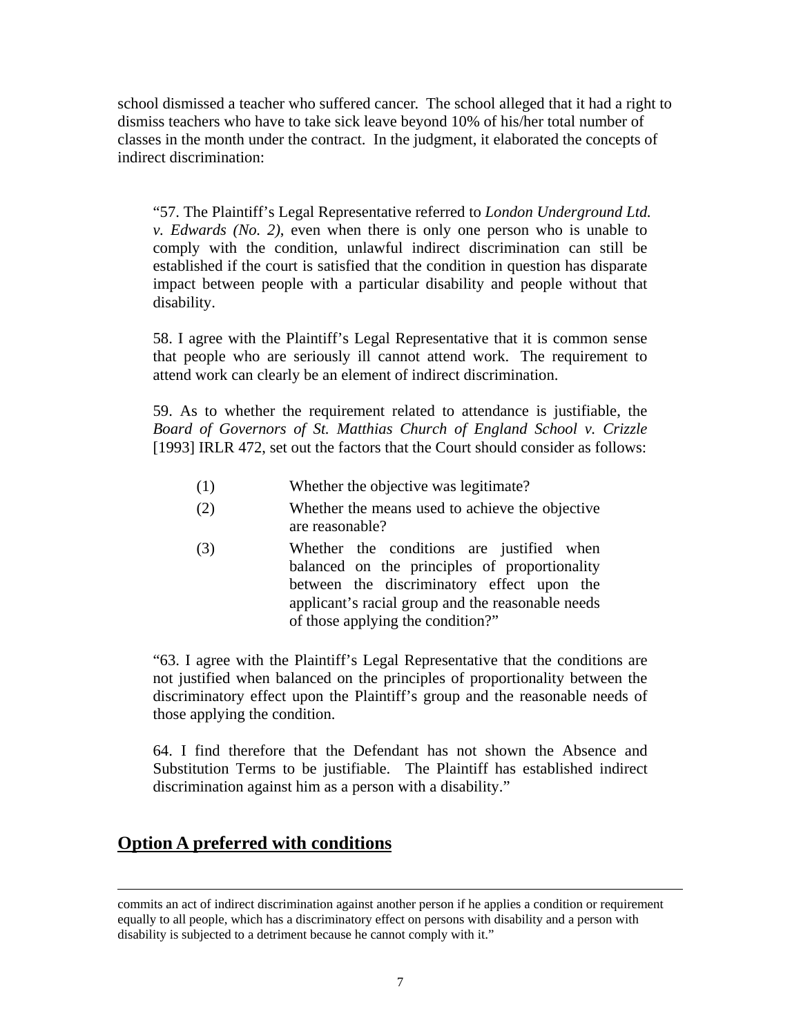school dismissed a teacher who suffered cancer. The school alleged that it had a right to dismiss teachers who have to take sick leave beyond 10% of his/her total number of classes in the month under the contract. In the judgment, it elaborated the concepts of indirect discrimination:

> "57. The Plaintiff's Legal Representative referred to *London Underground Ltd. v. Edwards (No. 2)*, even when there is only one person who is unable to comply with the condition, unlawful indirect discrimination can still be established if the court is satisfied that the condition in question has disparate impact between people with a particular disability and people without that disability.
>
> 58. I agree with the Plaintiff's Legal Representative that it is common sense that people who are seriously ill cannot attend work. The requirement to attend work can clearly be an element of indirect discrimination.
>
> 59. As to whether the requirement related to attendance is justifiable, the *Board of Governors of St. Matthias Church of England School v. Crizzle* [1993] IRLR 472, set out the factors that the Court should consider as follows:
>
> (1) Whether the objective was legitimate?
>
> (2) Whether the means used to achieve the objective are reasonable?
>
> (3) Whether the conditions are justified when balanced on the principles of proportionality between the discriminatory effect upon the applicant's racial group and the reasonable needs of those applying the condition?"
>
> "63. I agree with the Plaintiff's Legal Representative that the conditions are not justified when balanced on the principles of proportionality between the discriminatory effect upon the Plaintiff's group and the reasonable needs of those applying the condition.
>
> 64. I find therefore that the Defendant has not shown the Absence and Substitution Terms to be justifiable. The Plaintiff has established indirect discrimination against him as a person with a disability."

## Option A preferred with conditions

---

commits an act of indirect discrimination against another person if he applies a condition or requirement equally to all people, which has a discriminatory effect on persons with disability and a person with disability is subjected to a detriment because he cannot comply with it."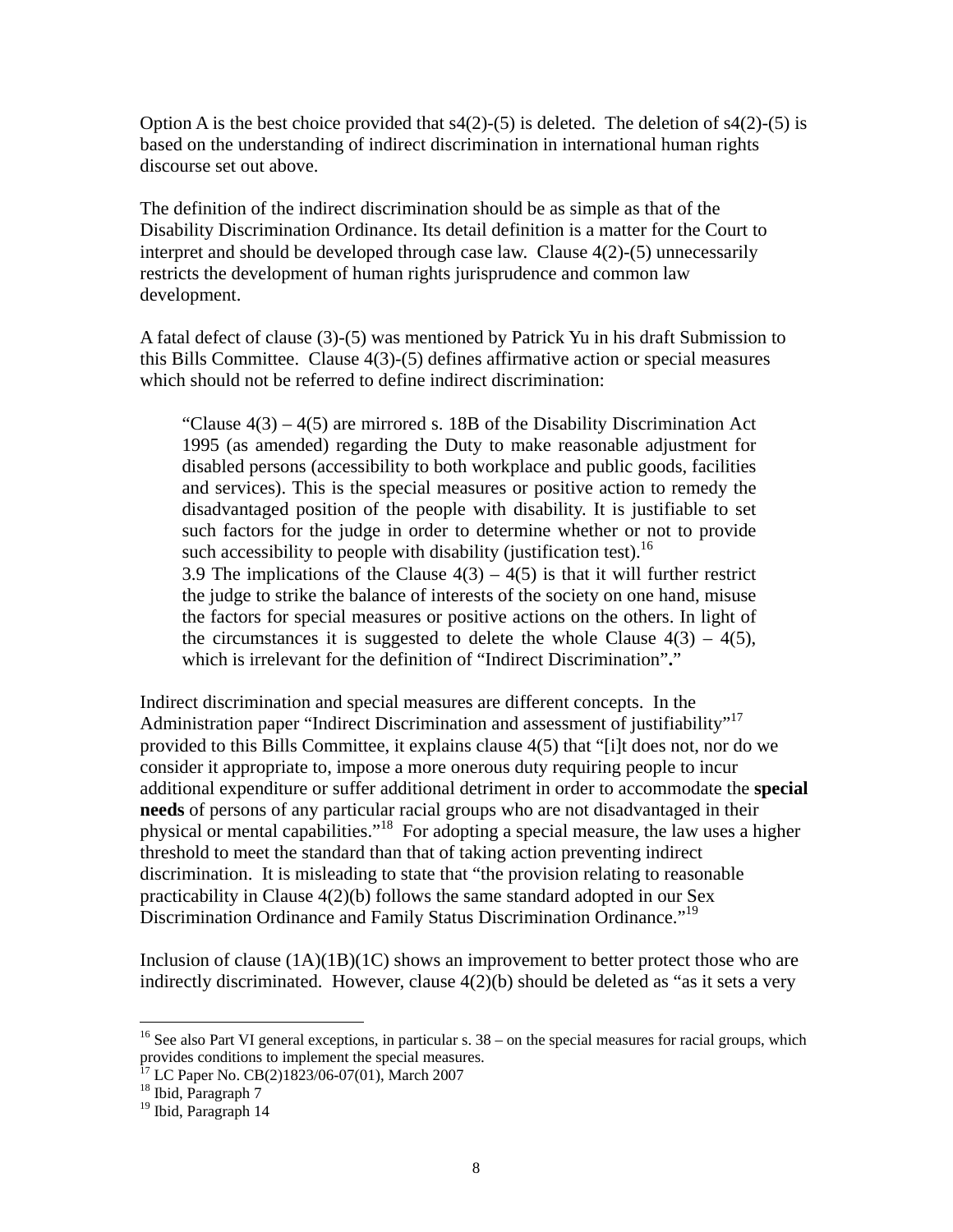Option A is the best choice provided that s4(2)-(5) is deleted. The deletion of s4(2)-(5) is based on the understanding of indirect discrimination in international human rights discourse set out above.

The definition of the indirect discrimination should be as simple as that of the Disability Discrimination Ordinance. Its detail definition is a matter for the Court to interpret and should be developed through case law. Clause 4(2)-(5) unnecessarily restricts the development of human rights jurisprudence and common law development.

A fatal defect of clause (3)-(5) was mentioned by Patrick Yu in his draft Submission to this Bills Committee. Clause 4(3)-(5) defines affirmative action or special measures which should not be referred to define indirect discrimination:

> "Clause 4(3) – 4(5) are mirrored s. 18B of the Disability Discrimination Act 1995 (as amended) regarding the Duty to make reasonable adjustment for disabled persons (accessibility to both workplace and public goods, facilities and services). This is the special measures or positive action to remedy the disadvantaged position of the people with disability. It is justifiable to set such factors for the judge in order to determine whether or not to provide such accessibility to people with disability (justification test).[16]
>
> 3.9 The implications of the Clause 4(3) – 4(5) is that it will further restrict the judge to strike the balance of interests of the society on one hand, misuse the factors for special measures or positive actions on the others. In light of the circumstances it is suggested to delete the whole Clause 4(3) – 4(5), which is irrelevant for the definition of "Indirect Discrimination"**.**"

Indirect discrimination and special measures are different concepts. In the Administration paper "Indirect Discrimination and assessment of justifiability"[17] provided to this Bills Committee, it explains clause 4(5) that "[i]t does not, nor do we consider it appropriate to, impose a more onerous duty requiring people to incur additional expenditure or suffer additional detriment in order to accommodate the **special needs** of persons of any particular racial groups who are not disadvantaged in their physical or mental capabilities."[18] For adopting a special measure, the law uses a higher threshold to meet the standard than that of taking action preventing indirect discrimination. It is misleading to state that "the provision relating to reasonable practicability in Clause 4(2)(b) follows the same standard adopted in our Sex Discrimination Ordinance and Family Status Discrimination Ordinance."[19]

Inclusion of clause (1A)(1B)(1C) shows an improvement to better protect those who are indirectly discriminated. However, clause 4(2)(b) should be deleted as "as it sets a very

---

[16] See also Part VI general exceptions, in particular s. 38 – on the special measures for racial groups, which provides conditions to implement the special measures.

[17] LC Paper No. CB(2)1823/06-07(01), March 2007

[18] Ibid, Paragraph 7

[19] Ibid, Paragraph 14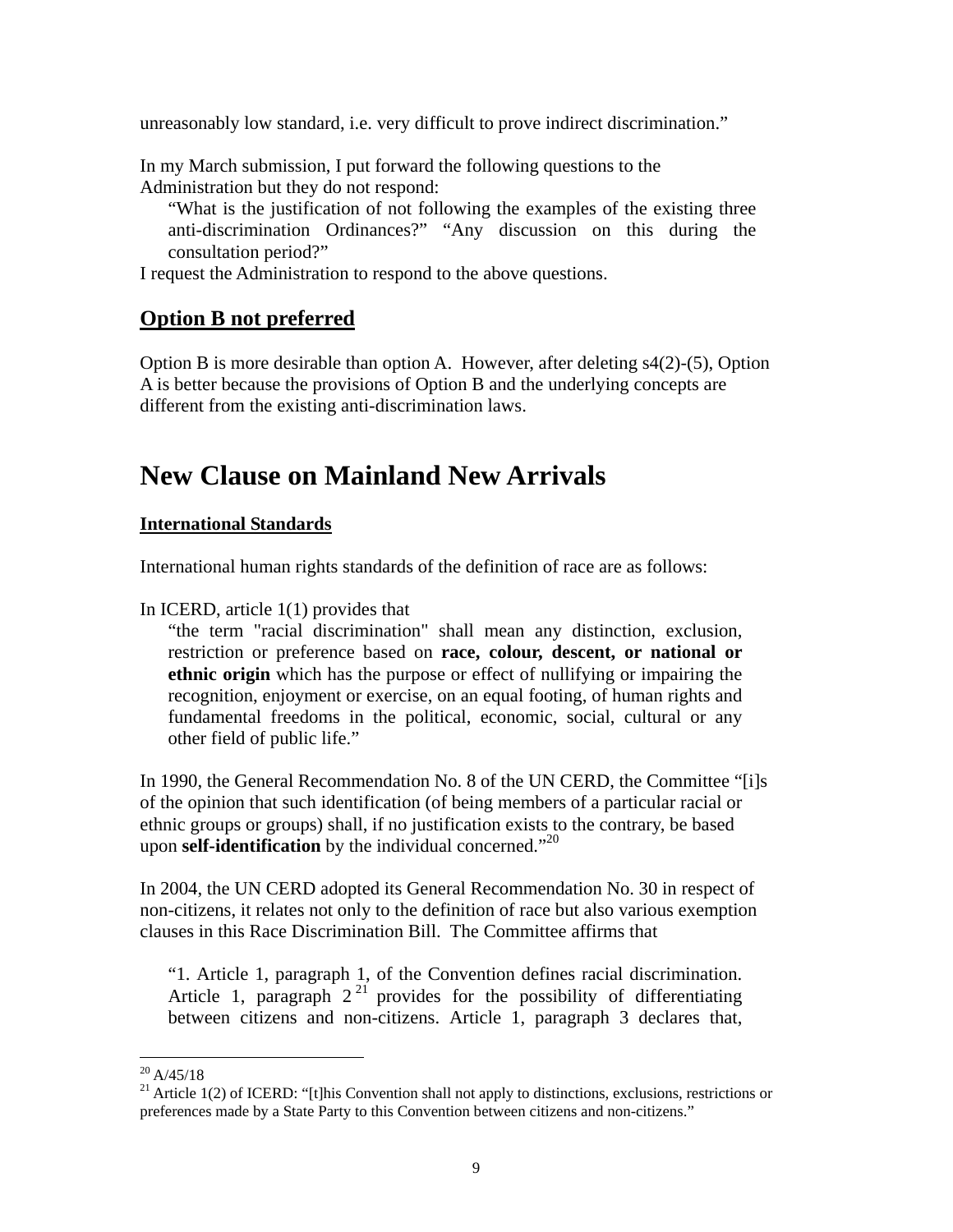unreasonably low standard, i.e. very difficult to prove indirect discrimination."

In my March submission, I put forward the following questions to the Administration but they do not respond:

> "What is the justification of not following the examples of the existing three anti-discrimination Ordinances?" "Any discussion on this during the consultation period?"

I request the Administration to respond to the above questions.

## Option B not preferred

Option B is more desirable than option A. However, after deleting s4(2)-(5), Option A is better because the provisions of Option B and the underlying concepts are different from the existing anti-discrimination laws.

# New Clause on Mainland New Arrivals

### International Standards

International human rights standards of the definition of race are as follows:

In ICERD, article 1(1) provides that

> "the term "racial discrimination" shall mean any distinction, exclusion, restriction or preference based on **race, colour, descent, or national or ethnic origin** which has the purpose or effect of nullifying or impairing the recognition, enjoyment or exercise, on an equal footing, of human rights and fundamental freedoms in the political, economic, social, cultural or any other field of public life."

In 1990, the General Recommendation No. 8 of the UN CERD, the Committee "[i]s of the opinion that such identification (of being members of a particular racial or ethnic groups or groups) shall, if no justification exists to the contrary, be based upon **self-identification** by the individual concerned."[20]

In 2004, the UN CERD adopted its General Recommendation No. 30 in respect of non-citizens, it relates not only to the definition of race but also various exemption clauses in this Race Discrimination Bill. The Committee affirms that

> "1. Article 1, paragraph 1, of the Convention defines racial discrimination. Article 1, paragraph 2[21] provides for the possibility of differentiating between citizens and non-citizens. Article 1, paragraph 3 declares that,

---

[20] A/45/18

[21] Article 1(2) of ICERD: "[t]his Convention shall not apply to distinctions, exclusions, restrictions or preferences made by a State Party to this Convention between citizens and non-citizens."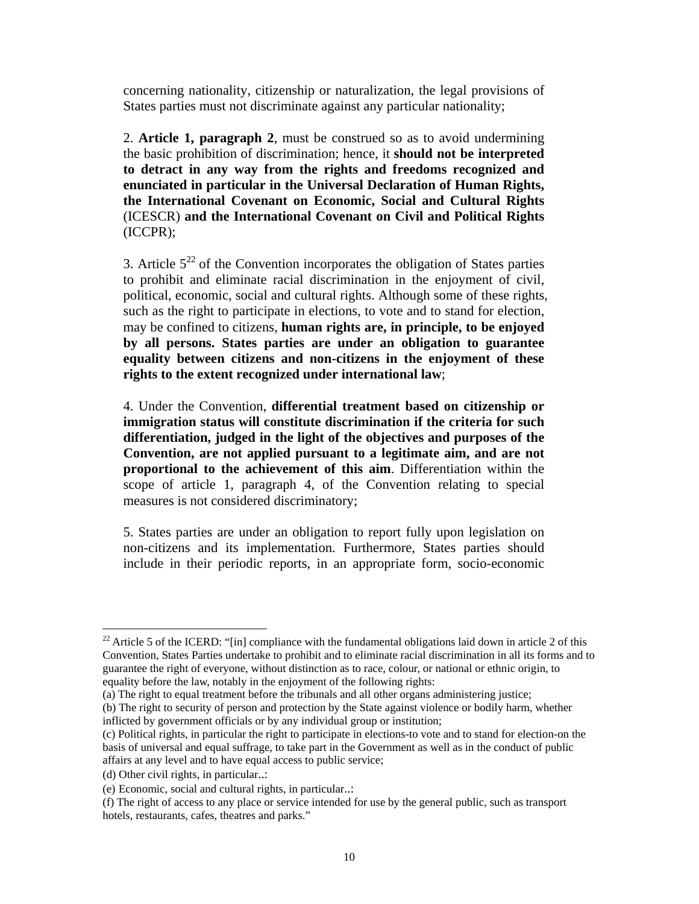concerning nationality, citizenship or naturalization, the legal provisions of States parties must not discriminate against any particular nationality;

2. **Article 1, paragraph 2**, must be construed so as to avoid undermining the basic prohibition of discrimination; hence, it **should not be interpreted to detract in any way from the rights and freedoms recognized and enunciated in particular in the Universal Declaration of Human Rights, the International Covenant on Economic, Social and Cultural Rights** (ICESCR) **and the International Covenant on Civil and Political Rights** (ICCPR);

3. Article 5[22] of the Convention incorporates the obligation of States parties to prohibit and eliminate racial discrimination in the enjoyment of civil, political, economic, social and cultural rights. Although some of these rights, such as the right to participate in elections, to vote and to stand for election, may be confined to citizens, **human rights are, in principle, to be enjoyed by all persons. States parties are under an obligation to guarantee equality between citizens and non-citizens in the enjoyment of these rights to the extent recognized under international law**;

4. Under the Convention, **differential treatment based on citizenship or immigration status will constitute discrimination if the criteria for such differentiation, judged in the light of the objectives and purposes of the Convention, are not applied pursuant to a legitimate aim, and are not proportional to the achievement of this aim**. Differentiation within the scope of article 1, paragraph 4, of the Convention relating to special measures is not considered discriminatory;

5. States parties are under an obligation to report fully upon legislation on non-citizens and its implementation. Furthermore, States parties should include in their periodic reports, in an appropriate form, socio-economic

---

[22] Article 5 of the ICERD: "[in] compliance with the fundamental obligations laid down in article 2 of this Convention, States Parties undertake to prohibit and to eliminate racial discrimination in all its forms and to guarantee the right of everyone, without distinction as to race, colour, or national or ethnic origin, to equality before the law, notably in the enjoyment of the following rights:

(a) The right to equal treatment before the tribunals and all other organs administering justice;

(b) The right to security of person and protection by the State against violence or bodily harm, whether inflicted by government officials or by any individual group or institution;

(c) Political rights, in particular the right to participate in elections-to vote and to stand for election-on the basis of universal and equal suffrage, to take part in the Government as well as in the conduct of public affairs at any level and to have equal access to public service;

(d) Other civil rights, in particular..:

(e) Economic, social and cultural rights, in particular..:

(f) The right of access to any place or service intended for use by the general public, such as transport hotels, restaurants, cafes, theatres and parks."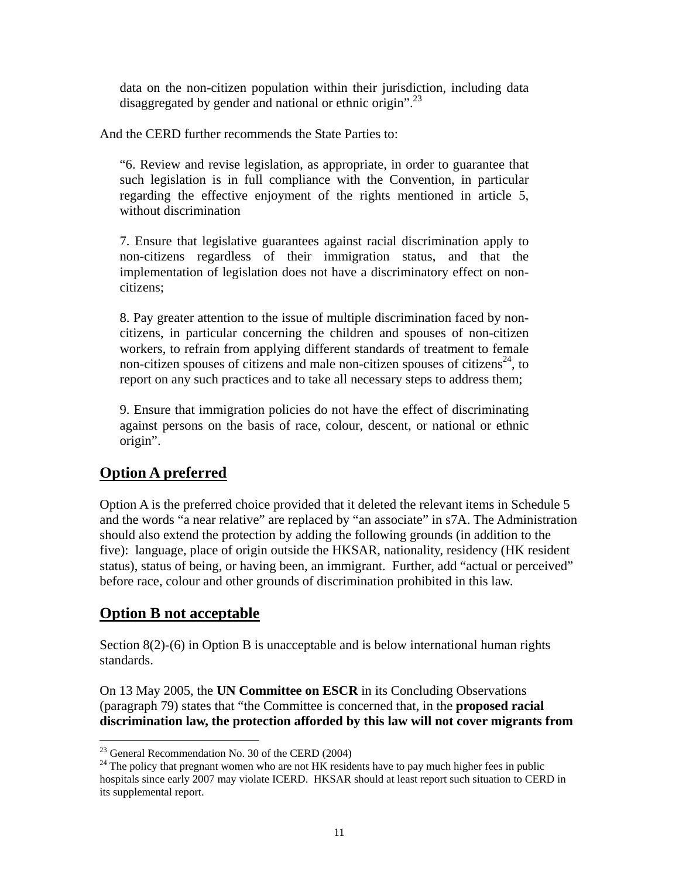data on the non-citizen population within their jurisdiction, including data disaggregated by gender and national or ethnic origin".[23]

And the CERD further recommends the State Parties to:

> "6. Review and revise legislation, as appropriate, in order to guarantee that such legislation is in full compliance with the Convention, in particular regarding the effective enjoyment of the rights mentioned in article 5, without discrimination
>
> 7. Ensure that legislative guarantees against racial discrimination apply to non-citizens regardless of their immigration status, and that the implementation of legislation does not have a discriminatory effect on non-citizens;
>
> 8. Pay greater attention to the issue of multiple discrimination faced by non-citizens, in particular concerning the children and spouses of non-citizen workers, to refrain from applying different standards of treatment to female non-citizen spouses of citizens and male non-citizen spouses of citizens[24], to report on any such practices and to take all necessary steps to address them;
>
> 9. Ensure that immigration policies do not have the effect of discriminating against persons on the basis of race, colour, descent, or national or ethnic origin".

## Option A preferred

Option A is the preferred choice provided that it deleted the relevant items in Schedule 5 and the words "a near relative" are replaced by "an associate" in s7A. The Administration should also extend the protection by adding the following grounds (in addition to the five): language, place of origin outside the HKSAR, nationality, residency (HK resident status), status of being, or having been, an immigrant. Further, add "actual or perceived" before race, colour and other grounds of discrimination prohibited in this law.

## Option B not acceptable

Section 8(2)-(6) in Option B is unacceptable and is below international human rights standards.

On 13 May 2005, the **UN Committee on ESCR** in its Concluding Observations (paragraph 79) states that "the Committee is concerned that, in the **proposed racial discrimination law, the protection afforded by this law will not cover migrants from**

---

[23] General Recommendation No. 30 of the CERD (2004)

[24] The policy that pregnant women who are not HK residents have to pay much higher fees in public hospitals since early 2007 may violate ICERD. HKSAR should at least report such situation to CERD in its supplemental report.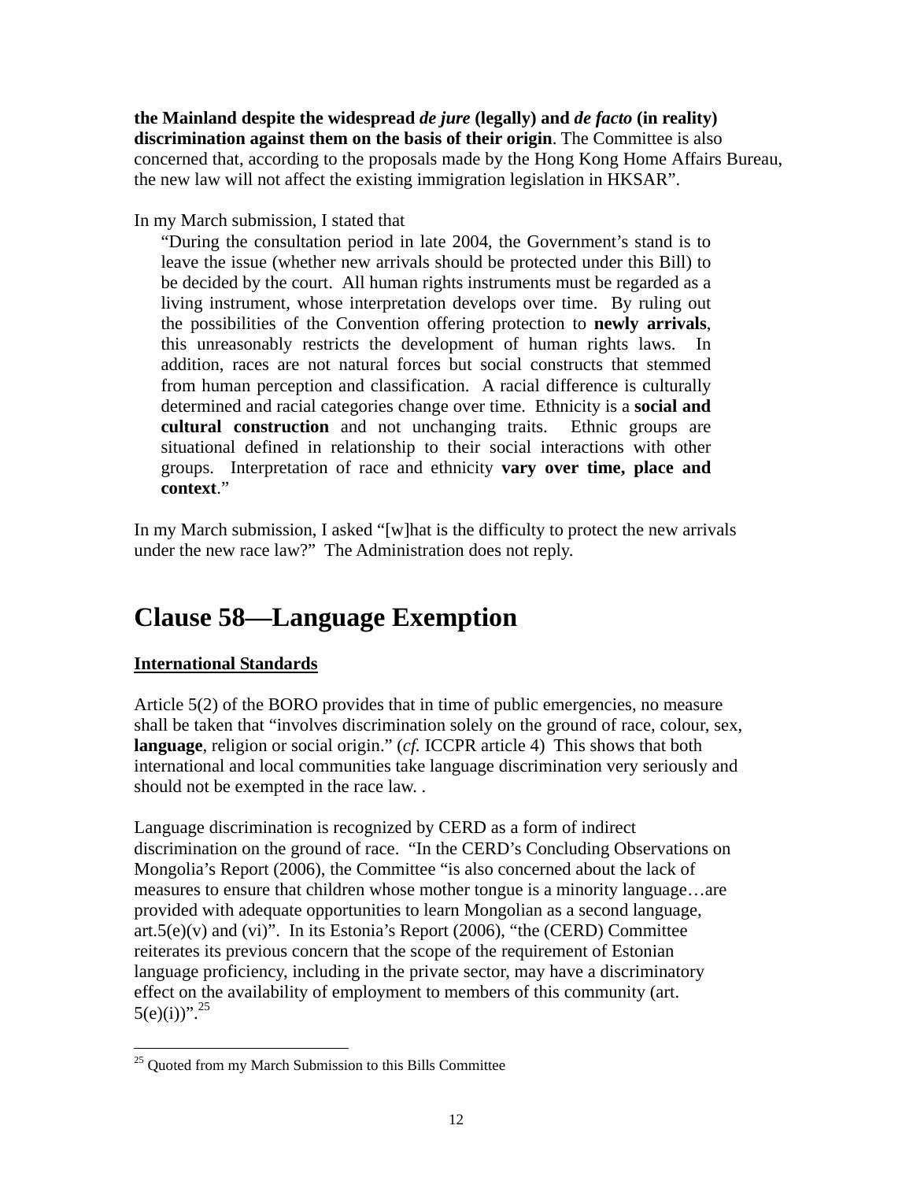**the Mainland despite the widespread *de jure* (legally) and *de facto* (in reality) discrimination against them on the basis of their origin**. The Committee is also concerned that, according to the proposals made by the Hong Kong Home Affairs Bureau, the new law will not affect the existing immigration legislation in HKSAR".

In my March submission, I stated that

> "During the consultation period in late 2004, the Government's stand is to leave the issue (whether new arrivals should be protected under this Bill) to be decided by the court. All human rights instruments must be regarded as a living instrument, whose interpretation develops over time. By ruling out the possibilities of the Convention offering protection to **newly arrivals**, this unreasonably restricts the development of human rights laws. In addition, races are not natural forces but social constructs that stemmed from human perception and classification. A racial difference is culturally determined and racial categories change over time. Ethnicity is a **social and cultural construction** and not unchanging traits. Ethnic groups are situational defined in relationship to their social interactions with other groups. Interpretation of race and ethnicity **vary over time, place and context**."

In my March submission, I asked "[w]hat is the difficulty to protect the new arrivals under the new race law?" The Administration does not reply.

# Clause 58—Language Exemption

<u>**International Standards**</u>

Article 5(2) of the BORO provides that in time of public emergencies, no measure shall be taken that "involves discrimination solely on the ground of race, colour, sex, **language**, religion or social origin." (*cf.* ICCPR article 4) This shows that both international and local communities take language discrimination very seriously and should not be exempted in the race law. .

Language discrimination is recognized by CERD as a form of indirect discrimination on the ground of race. "In the CERD's Concluding Observations on Mongolia's Report (2006), the Committee "is also concerned about the lack of measures to ensure that children whose mother tongue is a minority language…are provided with adequate opportunities to learn Mongolian as a second language, art.5(e)(v) and (vi)". In its Estonia's Report (2006), "the (CERD) Committee reiterates its previous concern that the scope of the requirement of Estonian language proficiency, including in the private sector, may have a discriminatory effect on the availability of employment to members of this community (art. 5(e)(i))".[25]

---

[25] Quoted from my March Submission to this Bills Committee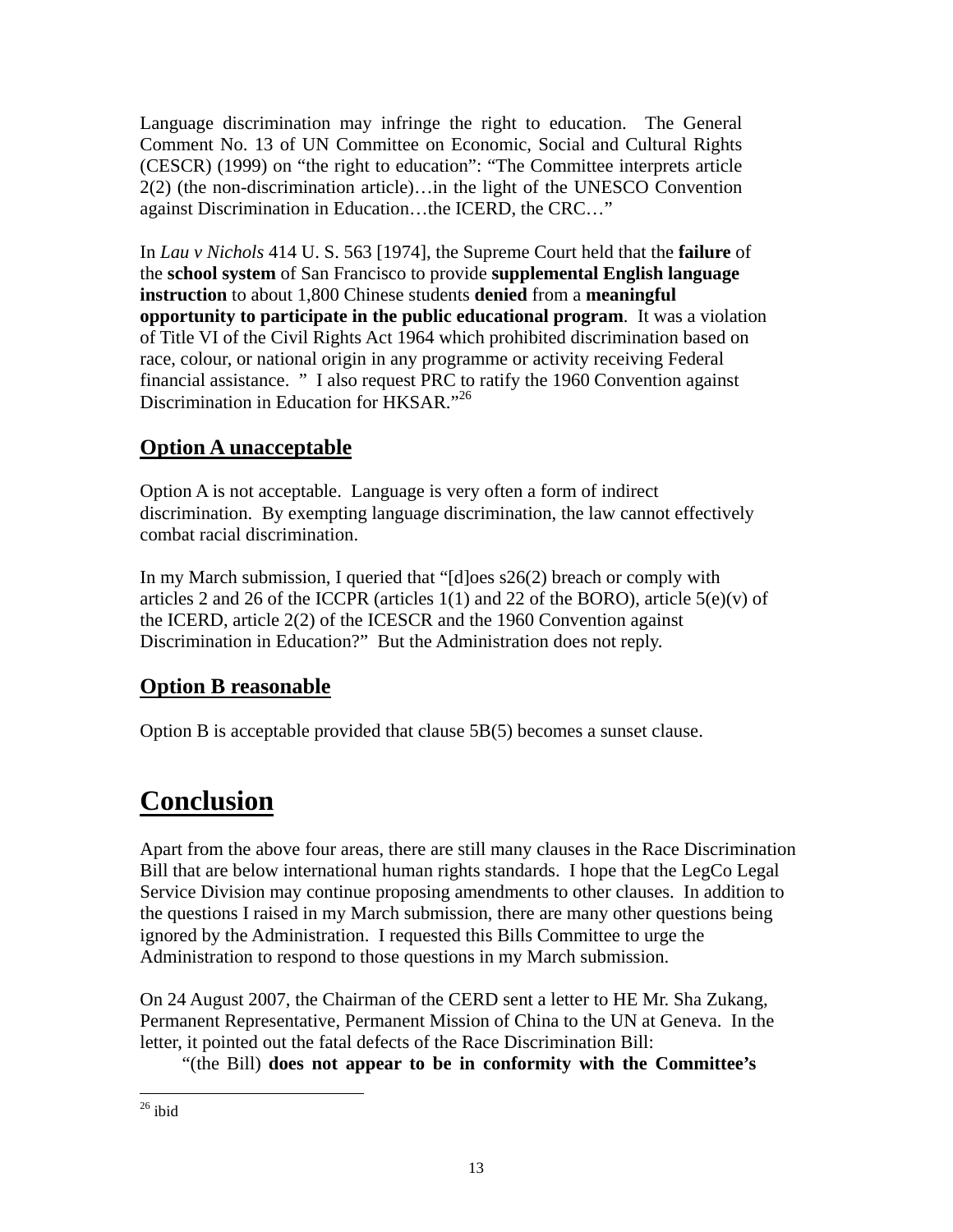Language discrimination may infringe the right to education. The General Comment No. 13 of UN Committee on Economic, Social and Cultural Rights (CESCR) (1999) on "the right to education": "The Committee interprets article 2(2) (the non-discrimination article)…in the light of the UNESCO Convention against Discrimination in Education…the ICERD, the CRC…"

In *Lau v Nichols* 414 U. S. 563 [1974], the Supreme Court held that the **failure** of the **school system** of San Francisco to provide **supplemental English language instruction** to about 1,800 Chinese students **denied** from a **meaningful opportunity to participate in the public educational program**. It was a violation of Title VI of the Civil Rights Act 1964 which prohibited discrimination based on race, colour, or national origin in any programme or activity receiving Federal financial assistance. " I also request PRC to ratify the 1960 Convention against Discrimination in Education for HKSAR."[26]

## Option A unacceptable

Option A is not acceptable. Language is very often a form of indirect discrimination. By exempting language discrimination, the law cannot effectively combat racial discrimination.

In my March submission, I queried that "[d]oes s26(2) breach or comply with articles 2 and 26 of the ICCPR (articles 1(1) and 22 of the BORO), article 5(e)(v) of the ICERD, article 2(2) of the ICESCR and the 1960 Convention against Discrimination in Education?" But the Administration does not reply.

## Option B reasonable

Option B is acceptable provided that clause 5B(5) becomes a sunset clause.

# Conclusion

Apart from the above four areas, there are still many clauses in the Race Discrimination Bill that are below international human rights standards. I hope that the LegCo Legal Service Division may continue proposing amendments to other clauses. In addition to the questions I raised in my March submission, there are many other questions being ignored by the Administration. I requested this Bills Committee to urge the Administration to respond to those questions in my March submission.

On 24 August 2007, the Chairman of the CERD sent a letter to HE Mr. Sha Zukang, Permanent Representative, Permanent Mission of China to the UN at Geneva. In the letter, it pointed out the fatal defects of the Race Discrimination Bill:

"(the Bill) **does not appear to be in conformity with the Committee's**

---

[26] ibid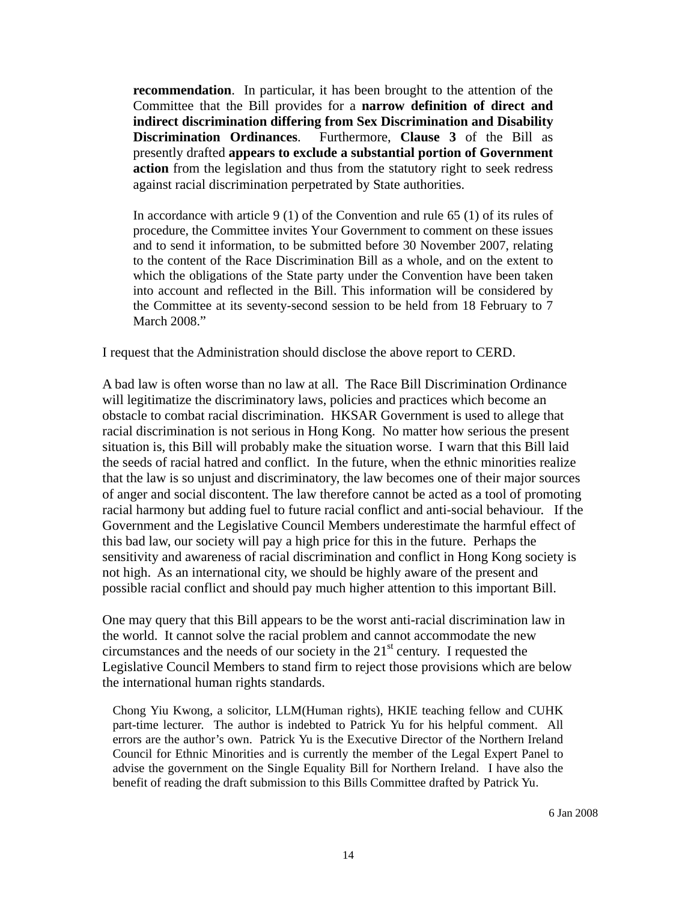> **recommendation**. In particular, it has been brought to the attention of the Committee that the Bill provides for a **narrow definition of direct and indirect discrimination differing from Sex Discrimination and Disability Discrimination Ordinances**. Furthermore, **Clause 3** of the Bill as presently drafted **appears to exclude a substantial portion of Government action** from the legislation and thus from the statutory right to seek redress against racial discrimination perpetrated by State authorities.
>
> In accordance with article 9 (1) of the Convention and rule 65 (1) of its rules of procedure, the Committee invites Your Government to comment on these issues and to send it information, to be submitted before 30 November 2007, relating to the content of the Race Discrimination Bill as a whole, and on the extent to which the obligations of the State party under the Convention have been taken into account and reflected in the Bill. This information will be considered by the Committee at its seventy-second session to be held from 18 February to 7 March 2008."

I request that the Administration should disclose the above report to CERD.

A bad law is often worse than no law at all. The Race Bill Discrimination Ordinance will legitimatize the discriminatory laws, policies and practices which become an obstacle to combat racial discrimination. HKSAR Government is used to allege that racial discrimination is not serious in Hong Kong. No matter how serious the present situation is, this Bill will probably make the situation worse. I warn that this Bill laid the seeds of racial hatred and conflict. In the future, when the ethnic minorities realize that the law is so unjust and discriminatory, the law becomes one of their major sources of anger and social discontent. The law therefore cannot be acted as a tool of promoting racial harmony but adding fuel to future racial conflict and anti-social behaviour. If the Government and the Legislative Council Members underestimate the harmful effect of this bad law, our society will pay a high price for this in the future. Perhaps the sensitivity and awareness of racial discrimination and conflict in Hong Kong society is not high. As an international city, we should be highly aware of the present and possible racial conflict and should pay much higher attention to this important Bill.

One may query that this Bill appears to be the worst anti-racial discrimination law in the world. It cannot solve the racial problem and cannot accommodate the new circumstances and the needs of our society in the 21st century. I requested the Legislative Council Members to stand firm to reject those provisions which are below the international human rights standards.

Chong Yiu Kwong, a solicitor, LLM(Human rights), HKIE teaching fellow and CUHK part-time lecturer. The author is indebted to Patrick Yu for his helpful comment. All errors are the author's own. Patrick Yu is the Executive Director of the Northern Ireland Council for Ethnic Minorities and is currently the member of the Legal Expert Panel to advise the government on the Single Equality Bill for Northern Ireland. I have also the benefit of reading the draft submission to this Bills Committee drafted by Patrick Yu.

6 Jan 2008